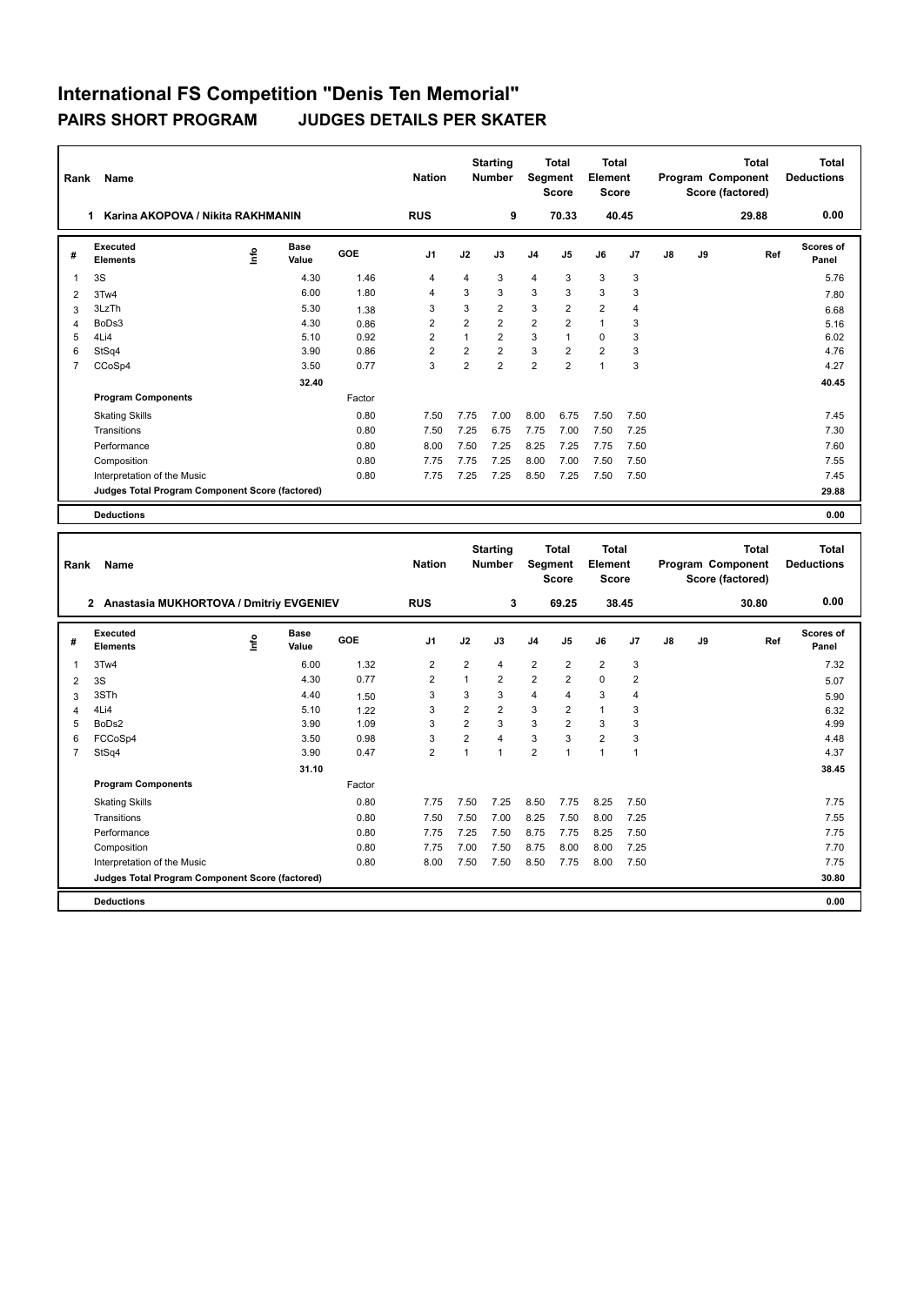# International FS Competition "Denis Ten Memorial"

## PAIRS SHORT PROGRAM JUDGES DETAILS PER SKATER

| Rank | Name | Nation | Starting Number | Total Segment Score | Total Element Score | Total Program Component Score (factored) | Total Deductions |
|---|---|---|---|---|---|---|---|
| 1 | Karina AKOPOVA / Nikita RAKHMANIN | RUS | 9 | 70.33 | 40.45 | 29.88 | 0.00 |

| # | Executed Elements | Info | Base Value | GOE | J1 | J2 | J3 | J4 | J5 | J6 | J7 | J8 | J9 | Ref | Scores of Panel |
|---|---|---|---|---|---|---|---|---|---|---|---|---|---|---|---|
| 1 | 3S | | 4.30 | 1.46 | 4 | 4 | 3 | 4 | 3 | 3 | 3 | | | | 5.76 |
| 2 | 3Tw4 | | 6.00 | 1.80 | 4 | 3 | 3 | 3 | 3 | 3 | 3 | | | | 7.80 |
| 3 | 3LzTh | | 5.30 | 1.38 | 3 | 3 | 2 | 3 | 2 | 2 | 4 | | | | 6.68 |
| 4 | BoDs3 | | 4.30 | 0.86 | 2 | 2 | 2 | 2 | 2 | 1 | 3 | | | | 5.16 |
| 5 | 4Li4 | | 5.10 | 0.92 | 2 | 1 | 2 | 3 | 1 | 0 | 3 | | | | 6.02 |
| 6 | StSq4 | | 3.90 | 0.86 | 2 | 2 | 2 | 3 | 2 | 2 | 3 | | | | 4.76 |
| 7 | CCoSp4 | | 3.50 | 0.77 | 3 | 2 | 2 | 2 | 2 | 1 | 3 | | | | 4.27 |
| | | | 32.40 | | | | | | | | | | | | 40.45 |
| | **Program Components** | | | Factor | | | | | | | | | | | |
| | Skating Skills | | | 0.80 | 7.50 | 7.75 | 7.00 | 8.00 | 6.75 | 7.50 | 7.50 | | | | 7.45 |
| | Transitions | | | 0.80 | 7.50 | 7.25 | 6.75 | 7.75 | 7.00 | 7.50 | 7.25 | | | | 7.30 |
| | Performance | | | 0.80 | 8.00 | 7.50 | 7.25 | 8.25 | 7.25 | 7.75 | 7.50 | | | | 7.60 |
| | Composition | | | 0.80 | 7.75 | 7.75 | 7.25 | 8.00 | 7.00 | 7.50 | 7.50 | | | | 7.55 |
| | Interpretation of the Music | | | 0.80 | 7.75 | 7.25 | 7.25 | 8.50 | 7.25 | 7.50 | 7.50 | | | | 7.45 |
| | **Judges Total Program Component Score (factored)** | | | | | | | | | | | | | | 29.88 |
| | **Deductions** | | | | | | | | | | | | | | 0.00 |

| Rank | Name | Nation | Starting Number | Total Segment Score | Total Element Score | Total Program Component Score (factored) | Total Deductions |
|---|---|---|---|---|---|---|---|
| 2 | Anastasia MUKHORTOVA / Dmitriy EVGENIEV | RUS | 3 | 69.25 | 38.45 | 30.80 | 0.00 |

| # | Executed Elements | Info | Base Value | GOE | J1 | J2 | J3 | J4 | J5 | J6 | J7 | J8 | J9 | Ref | Scores of Panel |
|---|---|---|---|---|---|---|---|---|---|---|---|---|---|---|---|
| 1 | 3Tw4 | | 6.00 | 1.32 | 2 | 2 | 4 | 2 | 2 | 2 | 3 | | | | 7.32 |
| 2 | 3S | | 4.30 | 0.77 | 2 | 1 | 2 | 2 | 2 | 0 | 2 | | | | 5.07 |
| 3 | 3STh | | 4.40 | 1.50 | 3 | 3 | 3 | 4 | 4 | 3 | 4 | | | | 5.90 |
| 4 | 4Li4 | | 5.10 | 1.22 | 3 | 2 | 2 | 3 | 2 | 1 | 3 | | | | 6.32 |
| 5 | BoDs2 | | 3.90 | 1.09 | 3 | 2 | 3 | 3 | 2 | 3 | 3 | | | | 4.99 |
| 6 | FCCoSp4 | | 3.50 | 0.98 | 3 | 2 | 4 | 3 | 3 | 2 | 3 | | | | 4.48 |
| 7 | StSq4 | | 3.90 | 0.47 | 2 | 1 | 1 | 2 | 1 | 1 | 1 | | | | 4.37 |
| | | | 31.10 | | | | | | | | | | | | 38.45 |
| | **Program Components** | | | Factor | | | | | | | | | | | |
| | Skating Skills | | | 0.80 | 7.75 | 7.50 | 7.25 | 8.50 | 7.75 | 8.25 | 7.50 | | | | 7.75 |
| | Transitions | | | 0.80 | 7.50 | 7.50 | 7.00 | 8.25 | 7.50 | 8.00 | 7.25 | | | | 7.55 |
| | Performance | | | 0.80 | 7.75 | 7.25 | 7.50 | 8.75 | 7.75 | 8.25 | 7.50 | | | | 7.75 |
| | Composition | | | 0.80 | 7.75 | 7.00 | 7.50 | 8.75 | 8.00 | 8.00 | 7.25 | | | | 7.70 |
| | Interpretation of the Music | | | 0.80 | 8.00 | 7.50 | 7.50 | 8.50 | 7.75 | 8.00 | 7.50 | | | | 7.75 |
| | **Judges Total Program Component Score (factored)** | | | | | | | | | | | | | | 30.80 |
| | **Deductions** | | | | | | | | | | | | | | 0.00 |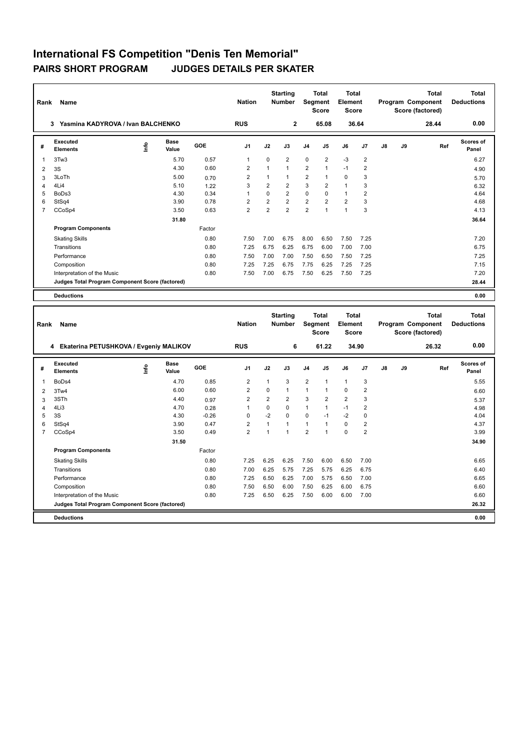# International FS Competition "Denis Ten Memorial"

## PAIRS SHORT PROGRAM JUDGES DETAILS PER SKATER

| Rank | Name | Nation | Starting Number | Total Segment Score | Total Element Score | Total Program Component Score (factored) | Total Deductions |
|---|---|---|---|---|---|---|---|
| 3 | Yasmina KADYROVA / Ivan BALCHENKO | RUS | 2 | 65.08 | 36.64 | 28.44 | 0.00 |

| # | Executed Elements | Info | Base Value | GOE | J1 | J2 | J3 | J4 | J5 | J6 | J7 | J8 | J9 | Ref | Scores of Panel |
|---|---|---|---|---|---|---|---|---|---|---|---|---|---|---|---|
| 1 | 3Tw3 | | 5.70 | 0.57 | 1 | 0 | 2 | 0 | 2 | -3 | 2 | | | | 6.27 |
| 2 | 3S | | 4.30 | 0.60 | 2 | 1 | 1 | 2 | 1 | -1 | 2 | | | | 4.90 |
| 3 | 3LoTh | | 5.00 | 0.70 | 2 | 1 | 1 | 2 | 1 | 0 | 3 | | | | 5.70 |
| 4 | 4Li4 | | 5.10 | 1.22 | 3 | 2 | 2 | 3 | 2 | 1 | 3 | | | | 6.32 |
| 5 | BoDs3 | | 4.30 | 0.34 | 1 | 0 | 2 | 0 | 0 | 1 | 2 | | | | 4.64 |
| 6 | StSq4 | | 3.90 | 0.78 | 2 | 2 | 2 | 2 | 2 | 2 | 3 | | | | 4.68 |
| 7 | CCoSp4 | | 3.50 | 0.63 | 2 | 2 | 2 | 2 | 1 | 1 | 3 | | | | 4.13 |
| | | | 31.80 | | | | | | | | | | | | 36.64 |

| Program Components | Factor | J1 | J2 | J3 | J4 | J5 | J6 | J7 | J8 | J9 | Scores of Panel |
|---|---|---|---|---|---|---|---|---|---|---|---|
| Skating Skills | 0.80 | 7.50 | 7.00 | 6.75 | 8.00 | 6.50 | 7.50 | 7.25 | | | 7.20 |
| Transitions | 0.80 | 7.25 | 6.75 | 6.25 | 6.75 | 6.00 | 7.00 | 7.00 | | | 6.75 |
| Performance | 0.80 | 7.50 | 7.00 | 7.00 | 7.50 | 6.50 | 7.50 | 7.25 | | | 7.25 |
| Composition | 0.80 | 7.25 | 7.25 | 6.75 | 7.75 | 6.25 | 7.25 | 7.25 | | | 7.15 |
| Interpretation of the Music | 0.80 | 7.50 | 7.00 | 6.75 | 7.50 | 6.25 | 7.50 | 7.25 | | | 7.20 |
| Judges Total Program Component Score (factored) | | | | | | | | | | | 28.44 |
| Deductions | | | | | | | | | | | 0.00 |

| Rank | Name | Nation | Starting Number | Total Segment Score | Total Element Score | Total Program Component Score (factored) | Total Deductions |
|---|---|---|---|---|---|---|---|
| 4 | Ekaterina PETUSHKOVA / Evgeniy MALIKOV | RUS | 6 | 61.22 | 34.90 | 26.32 | 0.00 |

| # | Executed Elements | Info | Base Value | GOE | J1 | J2 | J3 | J4 | J5 | J6 | J7 | J8 | J9 | Ref | Scores of Panel |
|---|---|---|---|---|---|---|---|---|---|---|---|---|---|---|---|
| 1 | BoDs4 | | 4.70 | 0.85 | 2 | 1 | 3 | 2 | 1 | 1 | 3 | | | | 5.55 |
| 2 | 3Tw4 | | 6.00 | 0.60 | 2 | 0 | 1 | 1 | 1 | 0 | 2 | | | | 6.60 |
| 3 | 3STh | | 4.40 | 0.97 | 2 | 2 | 2 | 3 | 2 | 2 | 3 | | | | 5.37 |
| 4 | 4Li3 | | 4.70 | 0.28 | 1 | 0 | 0 | 1 | 1 | -1 | 2 | | | | 4.98 |
| 5 | 3S | | 4.30 | -0.26 | 0 | -2 | 0 | 0 | -1 | -2 | 0 | | | | 4.04 |
| 6 | StSq4 | | 3.90 | 0.47 | 2 | 1 | 1 | 1 | 1 | 0 | 2 | | | | 4.37 |
| 7 | CCoSp4 | | 3.50 | 0.49 | 2 | 1 | 1 | 2 | 1 | 0 | 2 | | | | 3.99 |
| | | | 31.50 | | | | | | | | | | | | 34.90 |

| Program Components | Factor | J1 | J2 | J3 | J4 | J5 | J6 | J7 | J8 | J9 | Scores of Panel |
|---|---|---|---|---|---|---|---|---|---|---|---|
| Skating Skills | 0.80 | 7.25 | 6.25 | 6.25 | 7.50 | 6.00 | 6.50 | 7.00 | | | 6.65 |
| Transitions | 0.80 | 7.00 | 6.25 | 5.75 | 7.25 | 5.75 | 6.25 | 6.75 | | | 6.40 |
| Performance | 0.80 | 7.25 | 6.50 | 6.25 | 7.00 | 5.75 | 6.50 | 7.00 | | | 6.65 |
| Composition | 0.80 | 7.50 | 6.50 | 6.00 | 7.50 | 6.25 | 6.00 | 6.75 | | | 6.60 |
| Interpretation of the Music | 0.80 | 7.25 | 6.50 | 6.25 | 7.50 | 6.00 | 6.00 | 7.00 | | | 6.60 |
| Judges Total Program Component Score (factored) | | | | | | | | | | | 26.32 |
| Deductions | | | | | | | | | | | 0.00 |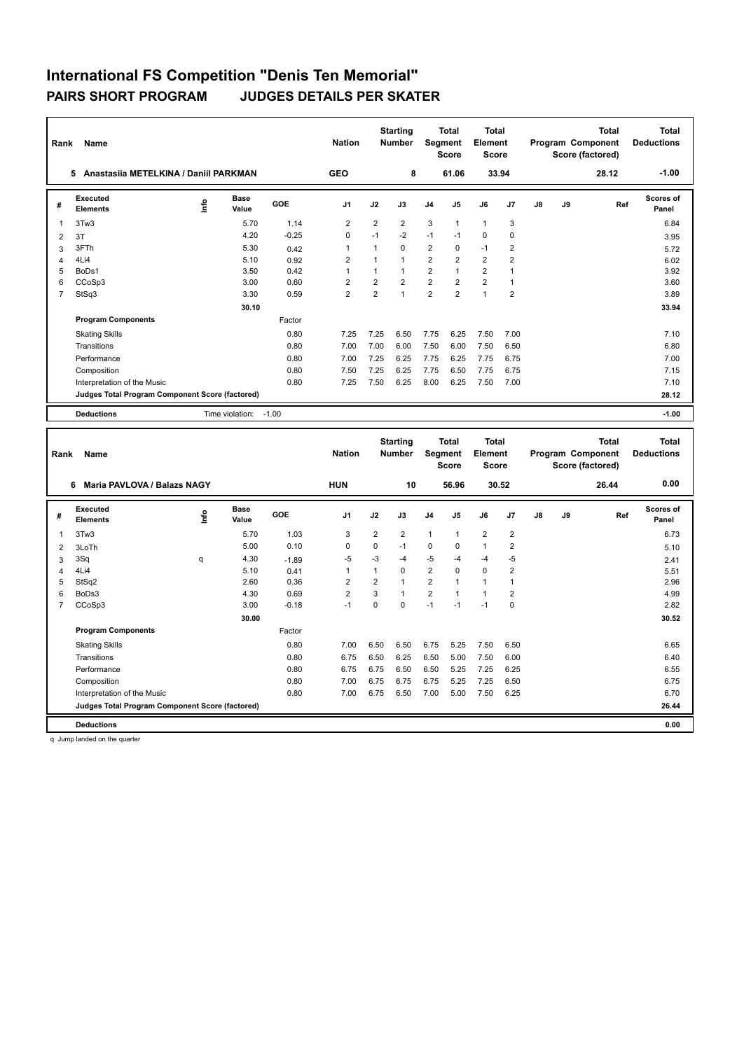# International FS Competition "Denis Ten Memorial"

## PAIRS SHORT PROGRAM JUDGES DETAILS PER SKATER

| Rank | Name | Nation | Starting Number | Total Segment Score | Total Element Score | Total Program Component Score (factored) | Total Deductions |
|---|---|---|---|---|---|---|---|
| 5 | Anastasiia METELKINA / Daniil PARKMAN | GEO | 8 | 61.06 | 33.94 | 28.12 | -1.00 |

| # | Executed Elements | Info | Base Value | GOE | J1 | J2 | J3 | J4 | J5 | J6 | J7 | J8 | J9 | Ref | Scores of Panel |
|---|---|---|---|---|---|---|---|---|---|---|---|---|---|---|---|
| 1 | 3Tw3 | | 5.70 | 1.14 | 2 | 2 | 2 | 3 | 1 | 1 | 3 | | | | 6.84 |
| 2 | 3T | | 4.20 | -0.25 | 0 | -1 | -2 | -1 | -1 | 0 | 0 | | | | 3.95 |
| 3 | 3FTh | | 5.30 | 0.42 | 1 | 1 | 0 | 2 | 0 | -1 | 2 | | | | 5.72 |
| 4 | 4Li4 | | 5.10 | 0.92 | 2 | 1 | 1 | 2 | 2 | 2 | 2 | | | | 6.02 |
| 5 | BoDs1 | | 3.50 | 0.42 | 1 | 1 | 1 | 2 | 1 | 2 | 1 | | | | 3.92 |
| 6 | CCoSp3 | | 3.00 | 0.60 | 2 | 2 | 2 | 2 | 2 | 2 | 1 | | | | 3.60 |
| 7 | StSq3 | | 3.30 | 0.59 | 2 | 2 | 1 | 2 | 2 | 1 | 2 | | | | 3.89 |
| | | | 30.10 | | | | | | | | | | | | 33.94 |
| | **Program Components** | | | Factor | | | | | | | | | | | |
| | Skating Skills | | | 0.80 | 7.25 | 7.25 | 6.50 | 7.75 | 6.25 | 7.50 | 7.00 | | | | 7.10 |
| | Transitions | | | 0.80 | 7.00 | 7.00 | 6.00 | 7.50 | 6.00 | 7.50 | 6.50 | | | | 6.80 |
| | Performance | | | 0.80 | 7.00 | 7.25 | 6.25 | 7.75 | 6.25 | 7.75 | 6.75 | | | | 7.00 |
| | Composition | | | 0.80 | 7.50 | 7.25 | 6.25 | 7.75 | 6.50 | 7.75 | 6.75 | | | | 7.15 |
| | Interpretation of the Music | | | 0.80 | 7.25 | 7.50 | 6.25 | 8.00 | 6.25 | 7.50 | 7.00 | | | | 7.10 |
| | **Judges Total Program Component Score (factored)** | | | | | | | | | | | | | | 28.12 |
| | **Deductions** | | Time violation: | -1.00 | | | | | | | | | | | -1.00 |

| Rank | Name | Nation | Starting Number | Total Segment Score | Total Element Score | Total Program Component Score (factored) | Total Deductions |
|---|---|---|---|---|---|---|---|
| 6 | Maria PAVLOVA / Balazs NAGY | HUN | 10 | 56.96 | 30.52 | 26.44 | 0.00 |

| # | Executed Elements | Info | Base Value | GOE | J1 | J2 | J3 | J4 | J5 | J6 | J7 | J8 | J9 | Ref | Scores of Panel |
|---|---|---|---|---|---|---|---|---|---|---|---|---|---|---|---|
| 1 | 3Tw3 | | 5.70 | 1.03 | 3 | 2 | 2 | 1 | 1 | 2 | 2 | | | | 6.73 |
| 2 | 3LoTh | | 5.00 | 0.10 | 0 | 0 | -1 | 0 | 0 | 1 | 2 | | | | 5.10 |
| 3 | 3Sq | q | 4.30 | -1.89 | -5 | -3 | -4 | -5 | -4 | -4 | -5 | | | | 2.41 |
| 4 | 4Li4 | | 5.10 | 0.41 | 1 | 1 | 0 | 2 | 0 | 0 | 2 | | | | 5.51 |
| 5 | StSq2 | | 2.60 | 0.36 | 2 | 2 | 1 | 2 | 1 | 1 | 1 | | | | 2.96 |
| 6 | BoDs3 | | 4.30 | 0.69 | 2 | 3 | 1 | 2 | 1 | 1 | 2 | | | | 4.99 |
| 7 | CCoSp3 | | 3.00 | -0.18 | -1 | 0 | 0 | -1 | -1 | -1 | 0 | | | | 2.82 |
| | | | 30.00 | | | | | | | | | | | | 30.52 |
| | **Program Components** | | | Factor | | | | | | | | | | | |
| | Skating Skills | | | 0.80 | 7.00 | 6.50 | 6.50 | 6.75 | 5.25 | 7.50 | 6.50 | | | | 6.65 |
| | Transitions | | | 0.80 | 6.75 | 6.50 | 6.25 | 6.50 | 5.00 | 7.50 | 6.00 | | | | 6.40 |
| | Performance | | | 0.80 | 6.75 | 6.75 | 6.50 | 6.50 | 5.25 | 7.25 | 6.25 | | | | 6.55 |
| | Composition | | | 0.80 | 7.00 | 6.75 | 6.75 | 6.75 | 5.25 | 7.25 | 6.50 | | | | 6.75 |
| | Interpretation of the Music | | | 0.80 | 7.00 | 6.75 | 6.50 | 7.00 | 5.00 | 7.50 | 6.25 | | | | 6.70 |
| | **Judges Total Program Component Score (factored)** | | | | | | | | | | | | | | 26.44 |
| | **Deductions** | | | | | | | | | | | | | | 0.00 |

q Jump landed on the quarter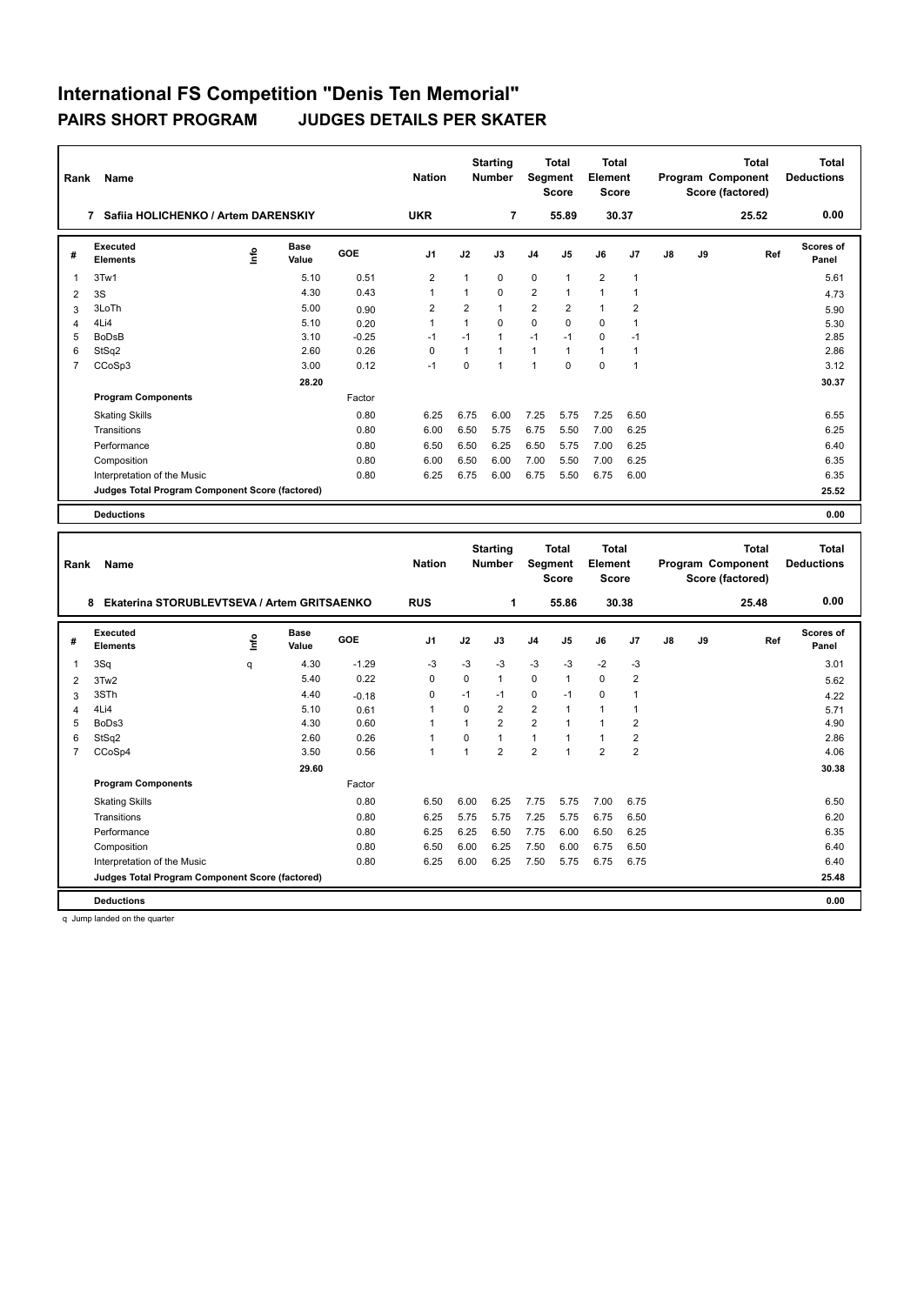# International FS Competition "Denis Ten Memorial"

## PAIRS SHORT PROGRAM JUDGES DETAILS PER SKATER

| Rank | Name | Nation | Starting Number | Total Segment Score | Total Element Score | Total Program Component Score (factored) | Total Deductions |
|---|---|---|---|---|---|---|---|
| 7 | Safiia HOLICHENKO / Artem DARENSKIY | UKR | 7 | 55.89 | 30.37 | 25.52 | 0.00 |

| # | Executed Elements | Info | Base Value | GOE | J1 | J2 | J3 | J4 | J5 | J6 | J7 | J8 | J9 | Ref | Scores of Panel |
|---|---|---|---|---|---|---|---|---|---|---|---|---|---|---|---|
| 1 | 3Tw1 | | 5.10 | 0.51 | 2 | 1 | 0 | 0 | 1 | 2 | 1 | | | | 5.61 |
| 2 | 3S | | 4.30 | 0.43 | 1 | 1 | 0 | 2 | 1 | 1 | 1 | | | | 4.73 |
| 3 | 3LoTh | | 5.00 | 0.90 | 2 | 2 | 1 | 2 | 2 | 1 | 2 | | | | 5.90 |
| 4 | 4Li4 | | 5.10 | 0.20 | 1 | 1 | 0 | 0 | 0 | 0 | 1 | | | | 5.30 |
| 5 | BoDsB | | 3.10 | -0.25 | -1 | -1 | 1 | -1 | -1 | 0 | -1 | | | | 2.85 |
| 6 | StSq2 | | 2.60 | 0.26 | 0 | 1 | 1 | 1 | 1 | 1 | 1 | | | | 2.86 |
| 7 | CCoSp3 | | 3.00 | 0.12 | -1 | 0 | 1 | 1 | 0 | 0 | 1 | | | | 3.12 |
| | | | 28.20 | | | | | | | | | | | | 30.37 |
| | **Program Components** | | | Factor | | | | | | | | | | | |
| | Skating Skills | | | 0.80 | 6.25 | 6.75 | 6.00 | 7.25 | 5.75 | 7.25 | 6.50 | | | | 6.55 |
| | Transitions | | | 0.80 | 6.00 | 6.50 | 5.75 | 6.75 | 5.50 | 7.00 | 6.25 | | | | 6.25 |
| | Performance | | | 0.80 | 6.50 | 6.50 | 6.25 | 6.50 | 5.75 | 7.00 | 6.25 | | | | 6.40 |
| | Composition | | | 0.80 | 6.00 | 6.50 | 6.00 | 7.00 | 5.50 | 7.00 | 6.25 | | | | 6.35 |
| | Interpretation of the Music | | | 0.80 | 6.25 | 6.75 | 6.00 | 6.75 | 5.50 | 6.75 | 6.00 | | | | 6.35 |
| | **Judges Total Program Component Score (factored)** | | | | | | | | | | | | | | 25.52 |
| | **Deductions** | | | | | | | | | | | | | | 0.00 |

| Rank | Name | Nation | Starting Number | Total Segment Score | Total Element Score | Total Program Component Score (factored) | Total Deductions |
|---|---|---|---|---|---|---|---|
| 8 | Ekaterina STORUBLEVTSEVA / Artem GRITSAENKO | RUS | 1 | 55.86 | 30.38 | 25.48 | 0.00 |

| # | Executed Elements | Info | Base Value | GOE | J1 | J2 | J3 | J4 | J5 | J6 | J7 | J8 | J9 | Ref | Scores of Panel |
|---|---|---|---|---|---|---|---|---|---|---|---|---|---|---|---|
| 1 | 3Sq | q | 4.30 | -1.29 | -3 | -3 | -3 | -3 | -3 | -2 | -3 | | | | 3.01 |
| 2 | 3Tw2 | | 5.40 | 0.22 | 0 | 0 | 1 | 0 | 1 | 0 | 2 | | | | 5.62 |
| 3 | 3STh | | 4.40 | -0.18 | 0 | -1 | -1 | 0 | -1 | 0 | 1 | | | | 4.22 |
| 4 | 4Li4 | | 5.10 | 0.61 | 1 | 0 | 2 | 2 | 1 | 1 | 1 | | | | 5.71 |
| 5 | BoDs3 | | 4.30 | 0.60 | 1 | 1 | 2 | 2 | 1 | 1 | 2 | | | | 4.90 |
| 6 | StSq2 | | 2.60 | 0.26 | 1 | 0 | 1 | 1 | 1 | 1 | 2 | | | | 2.86 |
| 7 | CCoSp4 | | 3.50 | 0.56 | 1 | 1 | 2 | 2 | 1 | 2 | 2 | | | | 4.06 |
| | | | 29.60 | | | | | | | | | | | | 30.38 |
| | **Program Components** | | | Factor | | | | | | | | | | | |
| | Skating Skills | | | 0.80 | 6.50 | 6.00 | 6.25 | 7.75 | 5.75 | 7.00 | 6.75 | | | | 6.50 |
| | Transitions | | | 0.80 | 6.25 | 5.75 | 5.75 | 7.25 | 5.75 | 6.75 | 6.50 | | | | 6.20 |
| | Performance | | | 0.80 | 6.25 | 6.25 | 6.50 | 7.75 | 6.00 | 6.50 | 6.25 | | | | 6.35 |
| | Composition | | | 0.80 | 6.50 | 6.00 | 6.25 | 7.50 | 6.00 | 6.75 | 6.50 | | | | 6.40 |
| | Interpretation of the Music | | | 0.80 | 6.25 | 6.00 | 6.25 | 7.50 | 5.75 | 6.75 | 6.75 | | | | 6.40 |
| | **Judges Total Program Component Score (factored)** | | | | | | | | | | | | | | 25.48 |
| | **Deductions** | | | | | | | | | | | | | | 0.00 |

q Jump landed on the quarter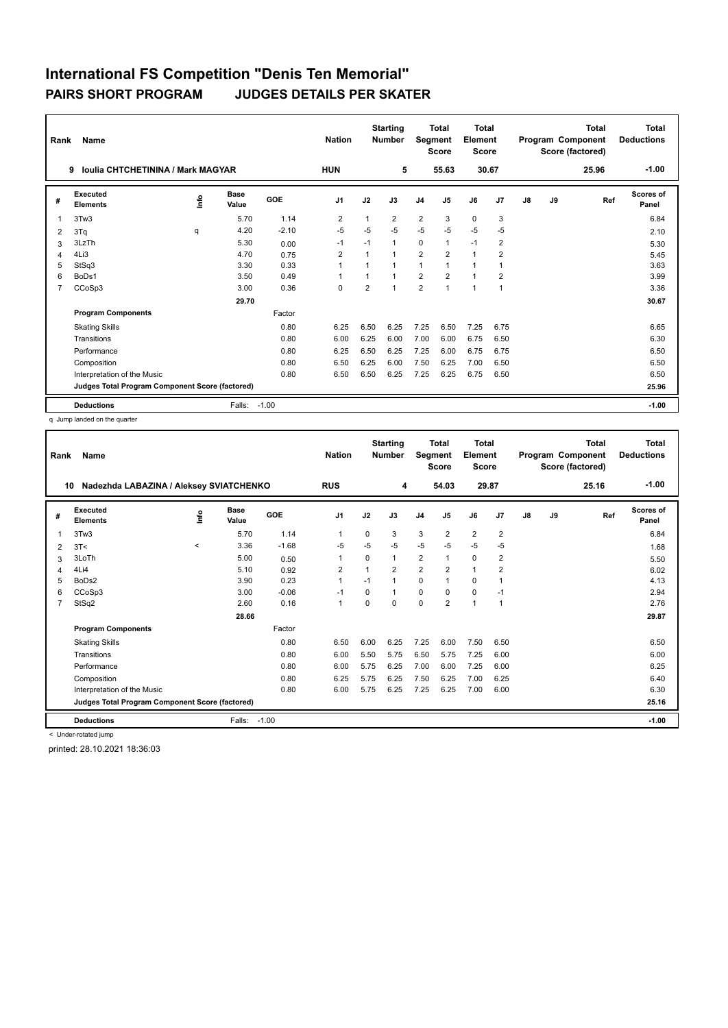# International FS Competition "Denis Ten Memorial"

## PAIRS SHORT PROGRAM JUDGES DETAILS PER SKATER

| Rank | Name | Nation | Starting Number | Total Segment Score | Total Element Score | Total Program Component Score (factored) | Total Deductions |
|---|---|---|---|---|---|---|---|
| 9 | Ioulia CHTCHETININA / Mark MAGYAR | HUN | 5 | 55.63 | 30.67 | 25.96 | -1.00 |

| # | Executed Elements | Info | Base Value | GOE | J1 | J2 | J3 | J4 | J5 | J6 | J7 | J8 | J9 | Ref | Scores of Panel |
|---|---|---|---|---|---|---|---|---|---|---|---|---|---|---|---|
| 1 | 3Tw3 | | 5.70 | 1.14 | 2 | 1 | 2 | 2 | 3 | 0 | 3 | | | | 6.84 |
| 2 | 3Tq | q | 4.20 | -2.10 | -5 | -5 | -5 | -5 | -5 | -5 | -5 | | | | 2.10 |
| 3 | 3LzTh | | 5.30 | 0.00 | -1 | -1 | 1 | 0 | 1 | -1 | 2 | | | | 5.30 |
| 4 | 4Li3 | | 4.70 | 0.75 | 2 | 1 | 1 | 2 | 2 | 1 | 2 | | | | 5.45 |
| 5 | StSq3 | | 3.30 | 0.33 | 1 | 1 | 1 | 1 | 1 | 1 | 1 | | | | 3.63 |
| 6 | BoDs1 | | 3.50 | 0.49 | 1 | 1 | 1 | 2 | 2 | 1 | 2 | | | | 3.99 |
| 7 | CCoSp3 | | 3.00 | 0.36 | 0 | 2 | 1 | 2 | 1 | 1 | 1 | | | | 3.36 |
| | | | 29.70 | | | | | | | | | | | | 30.67 |
| | **Program Components** | | | Factor | | | | | | | | | | | |
| | Skating Skills | | | 0.80 | 6.25 | 6.50 | 6.25 | 7.25 | 6.50 | 7.25 | 6.75 | | | | 6.65 |
| | Transitions | | | 0.80 | 6.00 | 6.25 | 6.00 | 7.00 | 6.00 | 6.75 | 6.50 | | | | 6.30 |
| | Performance | | | 0.80 | 6.25 | 6.50 | 6.25 | 7.25 | 6.00 | 6.75 | 6.75 | | | | 6.50 |
| | Composition | | | 0.80 | 6.50 | 6.25 | 6.00 | 7.50 | 6.25 | 7.00 | 6.50 | | | | 6.50 |
| | Interpretation of the Music | | | 0.80 | 6.50 | 6.50 | 6.25 | 7.25 | 6.25 | 6.75 | 6.50 | | | | 6.50 |
| | **Judges Total Program Component Score (factored)** | | | | | | | | | | | | | | 25.96 |
| | **Deductions** | | Falls: | -1.00 | | | | | | | | | | | -1.00 |

q Jump landed on the quarter

| Rank | Name | Nation | Starting Number | Total Segment Score | Total Element Score | Total Program Component Score (factored) | Total Deductions |
|---|---|---|---|---|---|---|---|
| 10 | Nadezhda LABAZINA / Aleksey SVIATCHENKO | RUS | 4 | 54.03 | 29.87 | 25.16 | -1.00 |

| # | Executed Elements | Info | Base Value | GOE | J1 | J2 | J3 | J4 | J5 | J6 | J7 | J8 | J9 | Ref | Scores of Panel |
|---|---|---|---|---|---|---|---|---|---|---|---|---|---|---|---|
| 1 | 3Tw3 | | 5.70 | 1.14 | 1 | 0 | 3 | 3 | 2 | 2 | 2 | | | | 6.84 |
| 2 | 3T< | < | 3.36 | -1.68 | -5 | -5 | -5 | -5 | -5 | -5 | -5 | | | | 1.68 |
| 3 | 3LoTh | | 5.00 | 0.50 | 1 | 0 | 1 | 2 | 1 | 0 | 2 | | | | 5.50 |
| 4 | 4Li4 | | 5.10 | 0.92 | 2 | 1 | 2 | 2 | 2 | 1 | 2 | | | | 6.02 |
| 5 | BoDs2 | | 3.90 | 0.23 | 1 | -1 | 1 | 0 | 1 | 0 | 1 | | | | 4.13 |
| 6 | CCoSp3 | | 3.00 | -0.06 | -1 | 0 | 1 | 0 | 0 | 0 | -1 | | | | 2.94 |
| 7 | StSq2 | | 2.60 | 0.16 | 1 | 0 | 0 | 0 | 2 | 1 | 1 | | | | 2.76 |
| | | | 28.66 | | | | | | | | | | | | 29.87 |
| | **Program Components** | | | Factor | | | | | | | | | | | |
| | Skating Skills | | | 0.80 | 6.50 | 6.00 | 6.25 | 7.25 | 6.00 | 7.50 | 6.50 | | | | 6.50 |
| | Transitions | | | 0.80 | 6.00 | 5.50 | 5.75 | 6.50 | 5.75 | 7.25 | 6.00 | | | | 6.00 |
| | Performance | | | 0.80 | 6.00 | 5.75 | 6.25 | 7.00 | 6.00 | 7.25 | 6.00 | | | | 6.25 |
| | Composition | | | 0.80 | 6.25 | 5.75 | 6.25 | 7.50 | 6.25 | 7.00 | 6.25 | | | | 6.40 |
| | Interpretation of the Music | | | 0.80 | 6.00 | 5.75 | 6.25 | 7.25 | 6.25 | 7.00 | 6.00 | | | | 6.30 |
| | **Judges Total Program Component Score (factored)** | | | | | | | | | | | | | | 25.16 |
| | **Deductions** | | Falls: | -1.00 | | | | | | | | | | | -1.00 |

< Under-rotated jump

printed: 28.10.2021 18:36:03